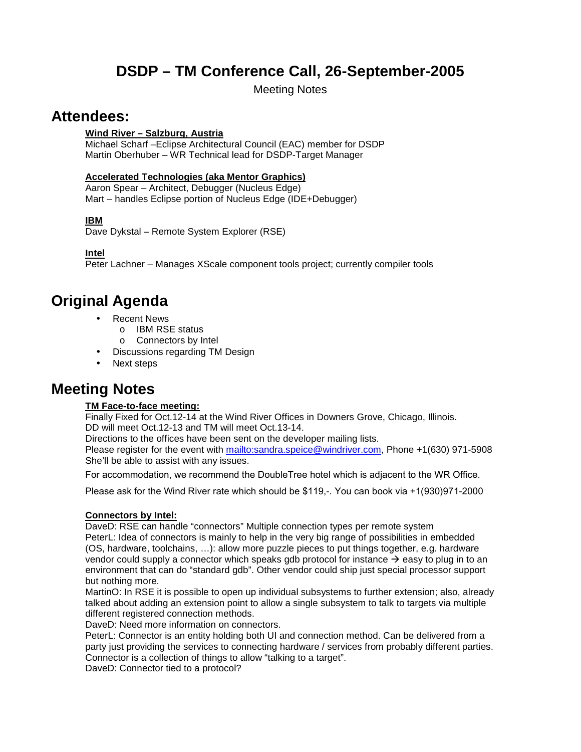# DSDP – TM Conference Call, 26-September-2005

Meeting Notes

## Attendees:

**Wind River – Salzburg, Austria**
Michael Scharf –Eclipse Architectural Council (EAC) member for DSDP
Martin Oberhuber – WR Technical lead for DSDP-Target Manager

**Accelerated Technologies (aka Mentor Graphics)**
Aaron Spear – Architect, Debugger (Nucleus Edge)
Mart – handles Eclipse portion of Nucleus Edge (IDE+Debugger)

**IBM**
Dave Dykstal – Remote System Explorer (RSE)

**Intel**
Peter Lachner – Manages XScale component tools project; currently compiler tools

## Original Agenda

- Recent News
  - IBM RSE status
  - Connectors by Intel
- Discussions regarding TM Design
- Next steps

## Meeting Notes

**TM Face-to-face meeting:**
Finally Fixed for Oct.12-14 at the Wind River Offices in Downers Grove, Chicago, Illinois.
DD will meet Oct.12-13 and TM will meet Oct.13-14.
Directions to the offices have been sent on the developer mailing lists.
Please register for the event with [mailto:sandra.speice@windriver.com](mailto:sandra.speice@windriver.com), Phone +1(630) 971-5908
She'll be able to assist with any issues.

For accommodation, we recommend the DoubleTree hotel which is adjacent to the WR Office.

Please ask for the Wind River rate which should be $119,-. You can book via +1(930)971-2000

**Connectors by Intel:**
DaveD: RSE can handle "connectors" Multiple connection types per remote system
PeterL: Idea of connectors is mainly to help in the very big range of possibilities in embedded (OS, hardware, toolchains, …): allow more puzzle pieces to put things together, e.g. hardware vendor could supply a connector which speaks gdb protocol for instance → easy to plug in to an environment that can do "standard gdb". Other vendor could ship just special processor support but nothing more.
MartinO: In RSE it is possible to open up individual subsystems to further extension; also, already talked about adding an extension point to allow a single subsystem to talk to targets via multiple different registered connection methods.
DaveD: Need more information on connectors.
PeterL: Connector is an entity holding both UI and connection method. Can be delivered from a party just providing the services to connecting hardware / services from probably different parties. Connector is a collection of things to allow "talking to a target".
DaveD: Connector tied to a protocol?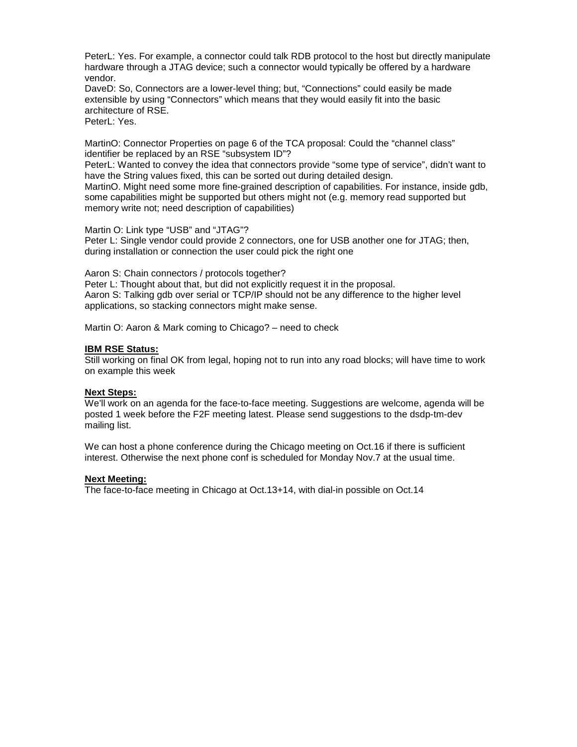PeterL: Yes. For example, a connector could talk RDB protocol to the host but directly manipulate hardware through a JTAG device; such a connector would typically be offered by a hardware vendor.
DaveD: So, Connectors are a lower-level thing; but, "Connections" could easily be made extensible by using "Connectors" which means that they would easily fit into the basic architecture of RSE.
PeterL: Yes.

MartinO: Connector Properties on page 6 of the TCA proposal: Could the "channel class" identifier be replaced by an RSE "subsystem ID"?
PeterL: Wanted to convey the idea that connectors provide "some type of service", didn't want to have the String values fixed, this can be sorted out during detailed design.
MartinO. Might need some more fine-grained description of capabilities. For instance, inside gdb, some capabilities might be supported but others might not (e.g. memory read supported but memory write not; need description of capabilities)

Martin O: Link type "USB" and "JTAG"?
Peter L: Single vendor could provide 2 connectors, one for USB another one for JTAG; then, during installation or connection the user could pick the right one

Aaron S: Chain connectors / protocols together?
Peter L: Thought about that, but did not explicitly request it in the proposal.
Aaron S: Talking gdb over serial or TCP/IP should not be any difference to the higher level applications, so stacking connectors might make sense.

Martin O: Aaron & Mark coming to Chicago? – need to check

**IBM RSE Status:**
Still working on final OK from legal, hoping not to run into any road blocks; will have time to work on example this week

**Next Steps:**
We'll work on an agenda for the face-to-face meeting. Suggestions are welcome, agenda will be posted 1 week before the F2F meeting latest. Please send suggestions to the dsdp-tm-dev mailing list.

We can host a phone conference during the Chicago meeting on Oct.16 if there is sufficient interest. Otherwise the next phone conf is scheduled for Monday Nov.7 at the usual time.

**Next Meeting:**
The face-to-face meeting in Chicago at Oct.13+14, with dial-in possible on Oct.14